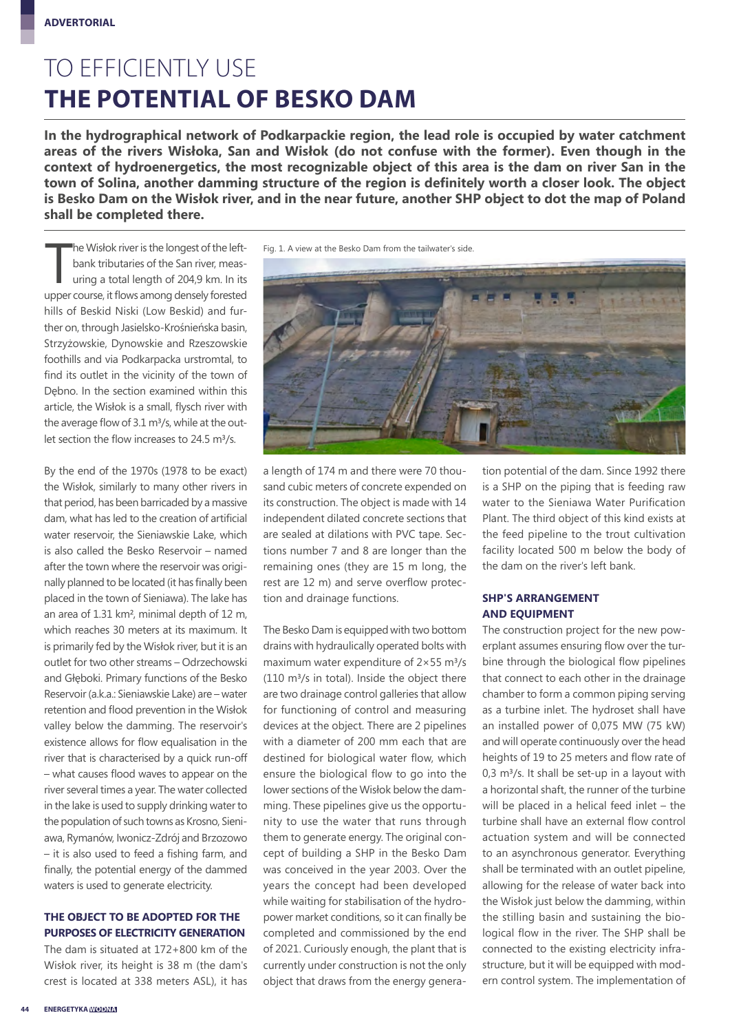ADVERTORIAL

# TO EFFICIENTLY USE **THE POTENTIAL OF BESKO DAM**

**In the hydrographical network of Podkarpackie region, the lead role is occupied by water catchment areas of the rivers Wisłoka, San and Wisłok (do not confuse with the former). Even though in the context of hydroenergetics, the most recognizable object of this area is the dam on river San in the town of Solina, another damming structure of the region is definitely worth a closer look. The object is Besko Dam on the Wisłok river, and in the near future, another SHP object to dot the map of Poland shall be completed there.**

The Wisłok river is the longest of the left-bank tributaries of the San river, measuring a total length of 204,9 km. In its upper course, it flows among densely forested hills of Beskid Niski (Low Beskid) and further on, through Jasielsko-Krośnieńska basin, Strzyżowskie, Dynowskie and Rzeszowskie foothills and via Podkarpacka urstromtal, to find its outlet in the vicinity of the town of Dębno. In the section examined within this article, the Wisłok is a small, flysch river with the average flow of 3.1 m³/s, while at the outlet section the flow increases to 24.5 m³/s.

By the end of the 1970s (1978 to be exact) the Wisłok, similarly to many other rivers in that period, has been barricaded by a massive dam, what has led to the creation of artificial water reservoir, the Sieniawskie Lake, which is also called the Besko Reservoir – named after the town where the reservoir was originally planned to be located (it has finally been placed in the town of Sieniawa). The lake has an area of 1.31 km², minimal depth of 12 m, which reaches 30 meters at its maximum. It is primarily fed by the Wisłok river, but it is an outlet for two other streams – Odrzechowski and Głęboki. Primary functions of the Besko Reservoir (a.k.a.: Sieniawskie Lake) are – water retention and flood prevention in the Wisłok valley below the damming. The reservoir's existence allows for flow equalisation in the river that is characterised by a quick run-off – what causes flood waves to appear on the river several times a year. The water collected in the lake is used to supply drinking water to the population of such towns as Krosno, Sieniawa, Rymanów, Iwonicz-Zdrój and Brzozowo – it is also used to feed a fishing farm, and finally, the potential energy of the dammed waters is used to generate electricity.

## THE OBJECT TO BE ADOPTED FOR THE PURPOSES OF ELECTRICITY GENERATION

The dam is situated at 172+800 km of the Wisłok river, its height is 38 m (the dam's crest is located at 338 meters ASL), it has a length of 174 m and there were 70 thousand cubic meters of concrete expended on its construction. The object is made with 14 independent dilated concrete sections that are sealed at dilations with PVC tape. Sections number 7 and 8 are longer than the remaining ones (they are 15 m long, the rest are 12 m) and serve overflow protection and drainage functions.

Fig. 1. A view at the Besko Dam from the tailwater's side.

The Besko Dam is equipped with two bottom drains with hydraulically operated bolts with maximum water expenditure of 2×55 m³/s (110 m³/s in total). Inside the object there are two drainage control galleries that allow for functioning of control and measuring devices at the object. There are 2 pipelines with a diameter of 200 mm each that are destined for biological water flow, which ensure the biological flow to go into the lower sections of the Wisłok below the damming. These pipelines give us the opportunity to use the water that runs through them to generate energy. The original concept of building a SHP in the Besko Dam was conceived in the year 2003. Over the years the concept had been developed while waiting for stabilisation of the hydropower market conditions, so it can finally be completed and commissioned by the end of 2021. Curiously enough, the plant that is currently under construction is not the only object that draws from the energy generation potential of the dam. Since 1992 there is a SHP on the piping that is feeding raw water to the Sieniawa Water Purification Plant. The third object of this kind exists at the feed pipeline to the trout cultivation facility located 500 m below the body of the dam on the river's left bank.

## SHP'S ARRANGEMENT AND EQUIPMENT

The construction project for the new powerplant assumes ensuring flow over the turbine through the biological flow pipelines that connect to each other in the drainage chamber to form a common piping serving as a turbine inlet. The hydroset shall have an installed power of 0,075 MW (75 kW) and will operate continuously over the head heights of 19 to 25 meters and flow rate of 0,3 m³/s. It shall be set-up in a layout with a horizontal shaft, the runner of the turbine will be placed in a helical feed inlet – the turbine shall have an external flow control actuation system and will be connected to an asynchronous generator. Everything shall be terminated with an outlet pipeline, allowing for the release of water back into the Wisłok just below the damming, within the stilling basin and sustaining the biological flow in the river. The SHP shall be connected to the existing electricity infrastructure, but it will be equipped with modern control system. The implementation of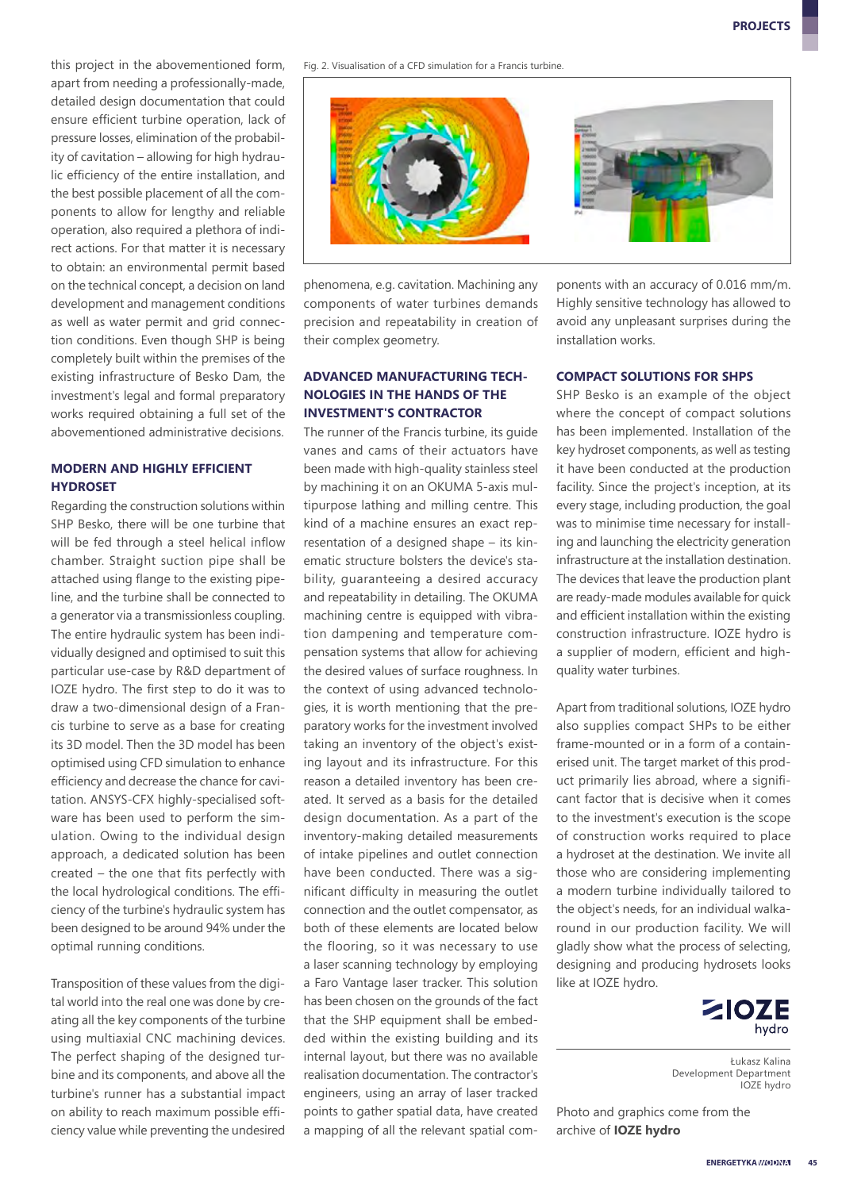this project in the abovementioned form, apart from needing a professionally-made, detailed design documentation that could ensure efficient turbine operation, lack of pressure losses, elimination of the probability of cavitation – allowing for high hydraulic efficiency of the entire installation, and the best possible placement of all the components to allow for lengthy and reliable operation, also required a plethora of indirect actions. For that matter it is necessary to obtain: an environmental permit based on the technical concept, a decision on land development and management conditions as well as water permit and grid connection conditions. Even though SHP is being completely built within the premises of the existing infrastructure of Besko Dam, the investment's legal and formal preparatory works required obtaining a full set of the abovementioned administrative decisions.

## MODERN AND HIGHLY EFFICIENT HYDROSET

Regarding the construction solutions within SHP Besko, there will be one turbine that will be fed through a steel helical inflow chamber. Straight suction pipe shall be attached using flange to the existing pipeline, and the turbine shall be connected to a generator via a transmissionless coupling. The entire hydraulic system has been individually designed and optimised to suit this particular use-case by R&D department of IOZE hydro. The first step to do it was to draw a two-dimensional design of a Francis turbine to serve as a base for creating its 3D model. Then the 3D model has been optimised using CFD simulation to enhance efficiency and decrease the chance for cavitation. ANSYS-CFX highly-specialised software has been used to perform the simulation. Owing to the individual design approach, a dedicated solution has been created – the one that fits perfectly with the local hydrological conditions. The efficiency of the turbine's hydraulic system has been designed to be around 94% under the optimal running conditions.

Transposition of these values from the digital world into the real one was done by creating all the key components of the turbine using multiaxial CNC machining devices. The perfect shaping of the designed turbine and its components, and above all the turbine's runner has a substantial impact on ability to reach maximum possible efficiency value while preventing the undesired phenomena, e.g. cavitation. Machining any components of water turbines demands precision and repeatability in creation of their complex geometry.

Fig. 2. Visualisation of a CFD simulation for a Francis turbine.

## ADVANCED MANUFACTURING TECHNOLOGIES IN THE HANDS OF THE INVESTMENT'S CONTRACTOR

The runner of the Francis turbine, its guide vanes and cams of their actuators have been made with high-quality stainless steel by machining it on an OKUMA 5-axis multipurpose lathing and milling centre. This kind of a machine ensures an exact representation of a designed shape – its kinematic structure bolsters the device's stability, guaranteeing a desired accuracy and repeatability in detailing. The OKUMA machining centre is equipped with vibration dampening and temperature compensation systems that allow for achieving the desired values of surface roughness. In the context of using advanced technologies, it is worth mentioning that the preparatory works for the investment involved taking an inventory of the object's existing layout and its infrastructure. For this reason a detailed inventory has been created. It served as a basis for the detailed design documentation. As a part of the inventory-making detailed measurements of intake pipelines and outlet connection have been conducted. There was a significant difficulty in measuring the outlet connection and the outlet compensator, as both of these elements are located below the flooring, so it was necessary to use a laser scanning technology by employing a Faro Vantage laser tracker. This solution has been chosen on the grounds of the fact that the SHP equipment shall be embedded within the existing building and its internal layout, but there was no available realisation documentation. The contractor's engineers, using an array of laser tracked points to gather spatial data, have created a mapping of all the relevant spatial components with an accuracy of 0.016 mm/m. Highly sensitive technology has allowed to avoid any unpleasant surprises during the installation works.

## COMPACT SOLUTIONS FOR SHPS

SHP Besko is an example of the object where the concept of compact solutions has been implemented. Installation of the key hydroset components, as well as testing it have been conducted at the production facility. Since the project's inception, at its every stage, including production, the goal was to minimise time necessary for installing and launching the electricity generation infrastructure at the installation destination. The devices that leave the production plant are ready-made modules available for quick and efficient installation within the existing construction infrastructure. IOZE hydro is a supplier of modern, efficient and high-quality water turbines.

Apart from traditional solutions, IOZE hydro also supplies compact SHPs to be either frame-mounted or in a form of a containerised unit. The target market of this product primarily lies abroad, where a significant factor that is decisive when it comes to the investment's execution is the scope of construction works required to place a hydroset at the destination. We invite all those who are considering implementing a modern turbine individually tailored to the object's needs, for an individual walkaround in our production facility. We will gladly show what the process of selecting, designing and producing hydrosets looks like at IOZE hydro.

IOZE hydro

Łukasz Kalina
Development Department
IOZE hydro

Photo and graphics come from the archive of **IOZE hydro**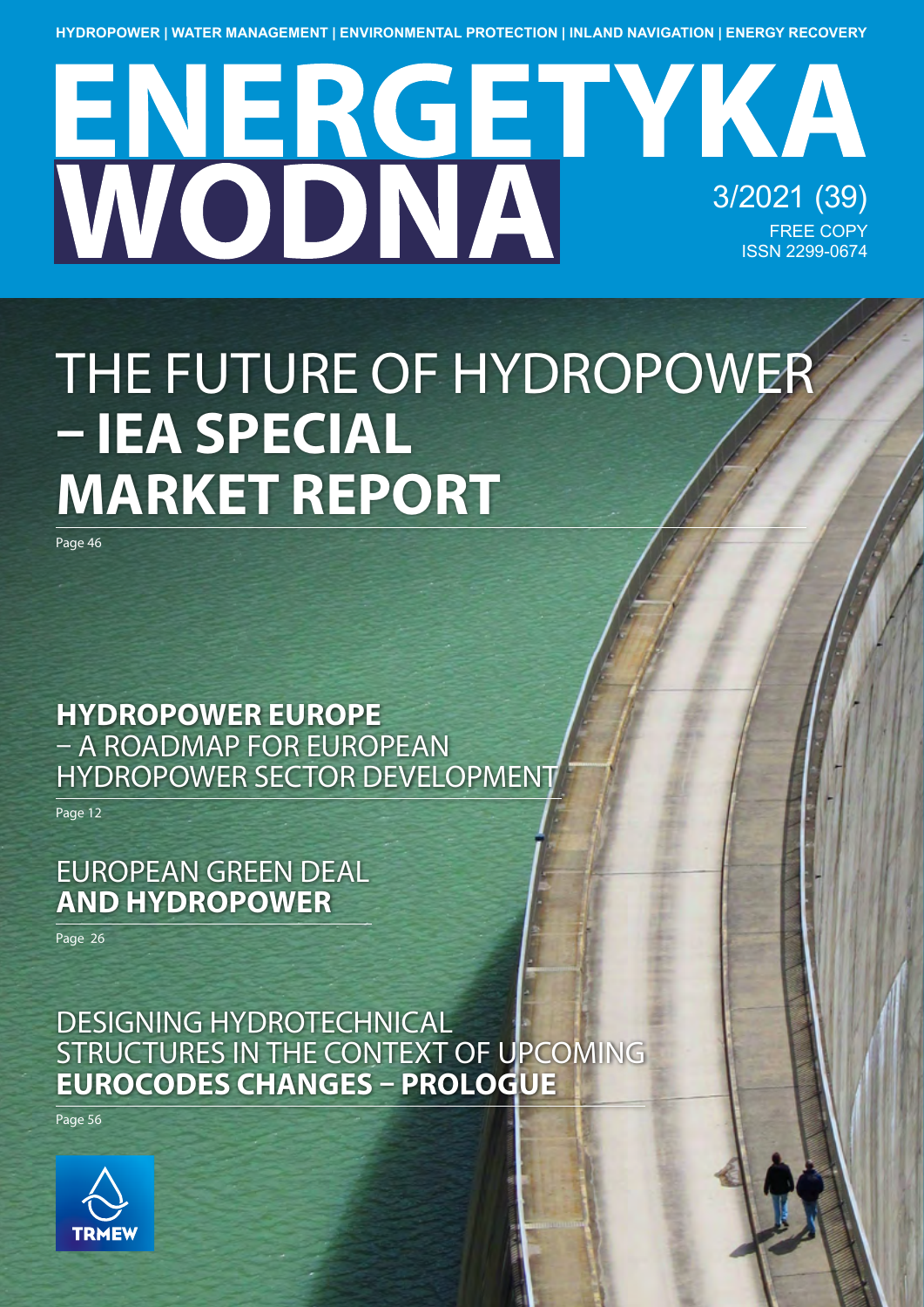HYDROPOWER | WATER MANAGEMENT | ENVIRONMENTAL PROTECTION | INLAND NAVIGATION | ENERGY RECOVERY

# ENERGETYKA WODNA

3/2021 (39)

FREE COPY

ISSN 2299-0674

## THE FUTURE OF HYDROPOWER – IEA SPECIAL MARKET REPORT

Page 46

## HYDROPOWER EUROPE – A ROADMAP FOR EUROPEAN HYDROPOWER SECTOR DEVELOPMENT

Page 12

## EUROPEAN GREEN DEAL AND HYDROPOWER

Page 26

## DESIGNING HYDROTECHNICAL STRUCTURES IN THE CONTEXT OF UPCOMING EUROCODES CHANGES – PROLOGUE

Page 56

TRMEW